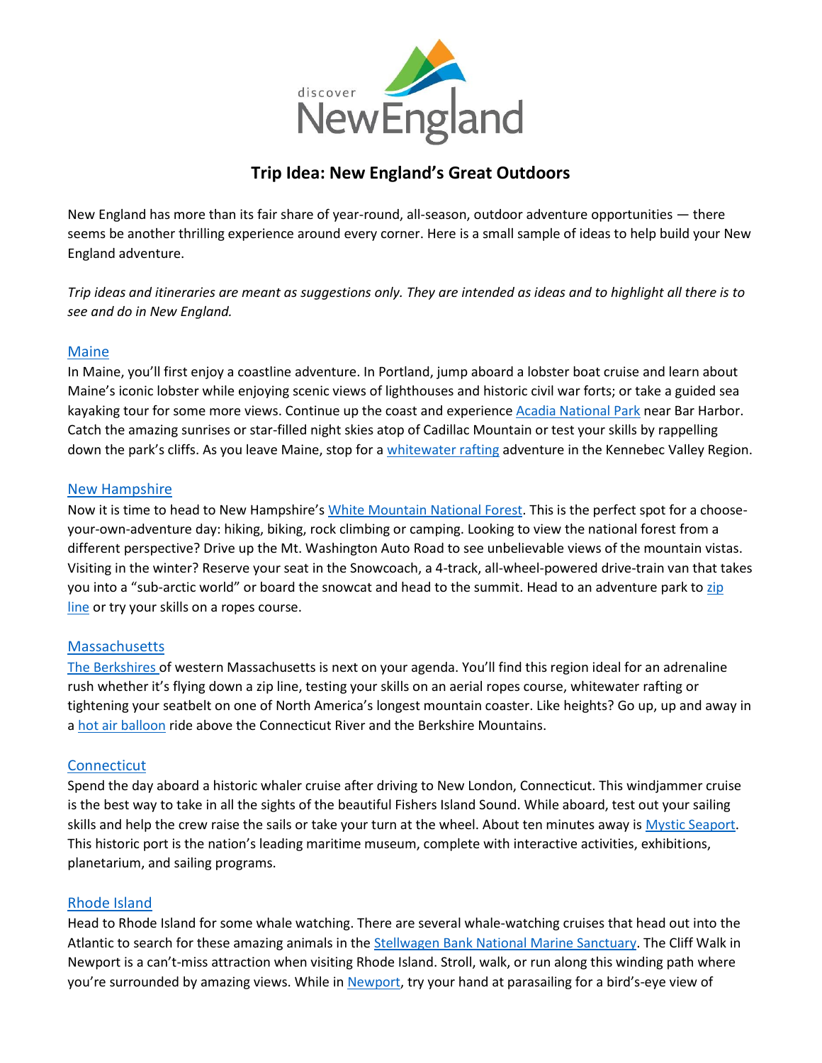# Trip Idea: New England's Great Outdoors

New England has more than its fair share of year-round, all-season, outdoor adventure opportunities — there seems be another thrilling experience around every corner. Here is a small sample of ideas to help build your New England adventure.

*Trip ideas and itineraries are meant as suggestions only. They are intended as ideas and to highlight all there is to see and do in New England.*

## Maine

In Maine, you'll first enjoy a coastline adventure. In Portland, jump aboard a lobster boat cruise and learn about Maine's iconic lobster while enjoying scenic views of lighthouses and historic civil war forts; or take a guided sea kayaking tour for some more views. Continue up the coast and experience Acadia National Park near Bar Harbor. Catch the amazing sunrises or star-filled night skies atop of Cadillac Mountain or test your skills by rappelling down the park's cliffs. As you leave Maine, stop for a whitewater rafting adventure in the Kennebec Valley Region.

## New Hampshire

Now it is time to head to New Hampshire's White Mountain National Forest. This is the perfect spot for a choose-your-own-adventure day: hiking, biking, rock climbing or camping. Looking to view the national forest from a different perspective? Drive up the Mt. Washington Auto Road to see unbelievable views of the mountain vistas. Visiting in the winter? Reserve your seat in the Snowcoach, a 4-track, all-wheel-powered drive-train van that takes you into a "sub-arctic world" or board the snowcat and head to the summit. Head to an adventure park to zip line or try your skills on a ropes course.

## Massachusetts

The Berkshires of western Massachusetts is next on your agenda. You'll find this region ideal for an adrenaline rush whether it's flying down a zip line, testing your skills on an aerial ropes course, whitewater rafting or tightening your seatbelt on one of North America's longest mountain coaster. Like heights? Go up, up and away in a hot air balloon ride above the Connecticut River and the Berkshire Mountains.

## Connecticut

Spend the day aboard a historic whaler cruise after driving to New London, Connecticut. This windjammer cruise is the best way to take in all the sights of the beautiful Fishers Island Sound. While aboard, test out your sailing skills and help the crew raise the sails or take your turn at the wheel. About ten minutes away is Mystic Seaport. This historic port is the nation's leading maritime museum, complete with interactive activities, exhibitions, planetarium, and sailing programs.

## Rhode Island

Head to Rhode Island for some whale watching. There are several whale-watching cruises that head out into the Atlantic to search for these amazing animals in the Stellwagen Bank National Marine Sanctuary. The Cliff Walk in Newport is a can't-miss attraction when visiting Rhode Island. Stroll, walk, or run along this winding path where you're surrounded by amazing views. While in Newport, try your hand at parasailing for a bird's-eye view of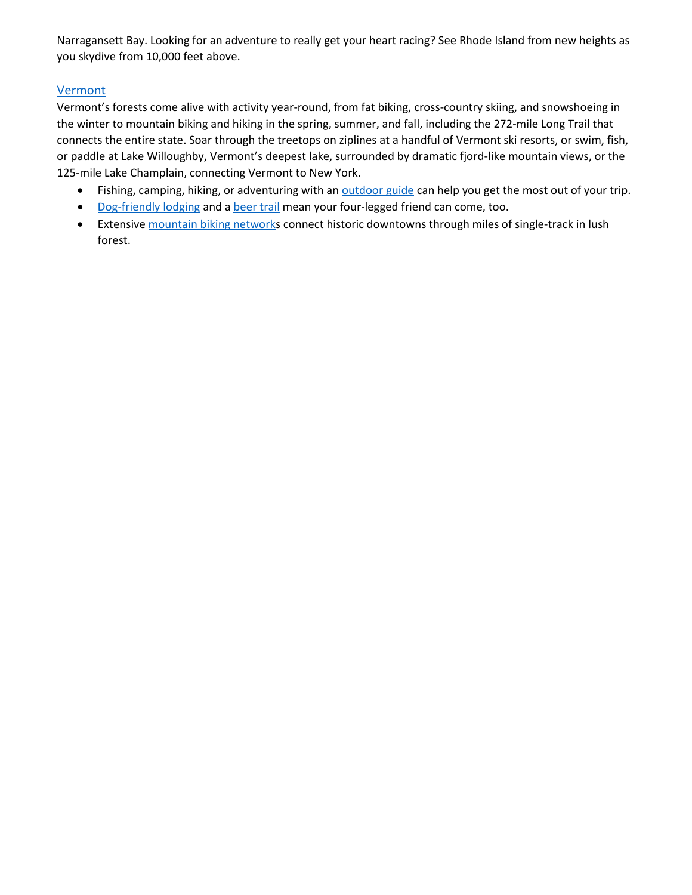Narragansett Bay. Looking for an adventure to really get your heart racing? See Rhode Island from new heights as you skydive from 10,000 feet above.

## Vermont

Vermont's forests come alive with activity year-round, from fat biking, cross-country skiing, and snowshoeing in the winter to mountain biking and hiking in the spring, summer, and fall, including the 272-mile Long Trail that connects the entire state. Soar through the treetops on ziplines at a handful of Vermont ski resorts, or swim, fish, or paddle at Lake Willoughby, Vermont's deepest lake, surrounded by dramatic fjord-like mountain views, or the 125-mile Lake Champlain, connecting Vermont to New York.

- Fishing, camping, hiking, or adventuring with an outdoor guide can help you get the most out of your trip.
- Dog-friendly lodging and a beer trail mean your four-legged friend can come, too.
- Extensive mountain biking networks connect historic downtowns through miles of single-track in lush forest.